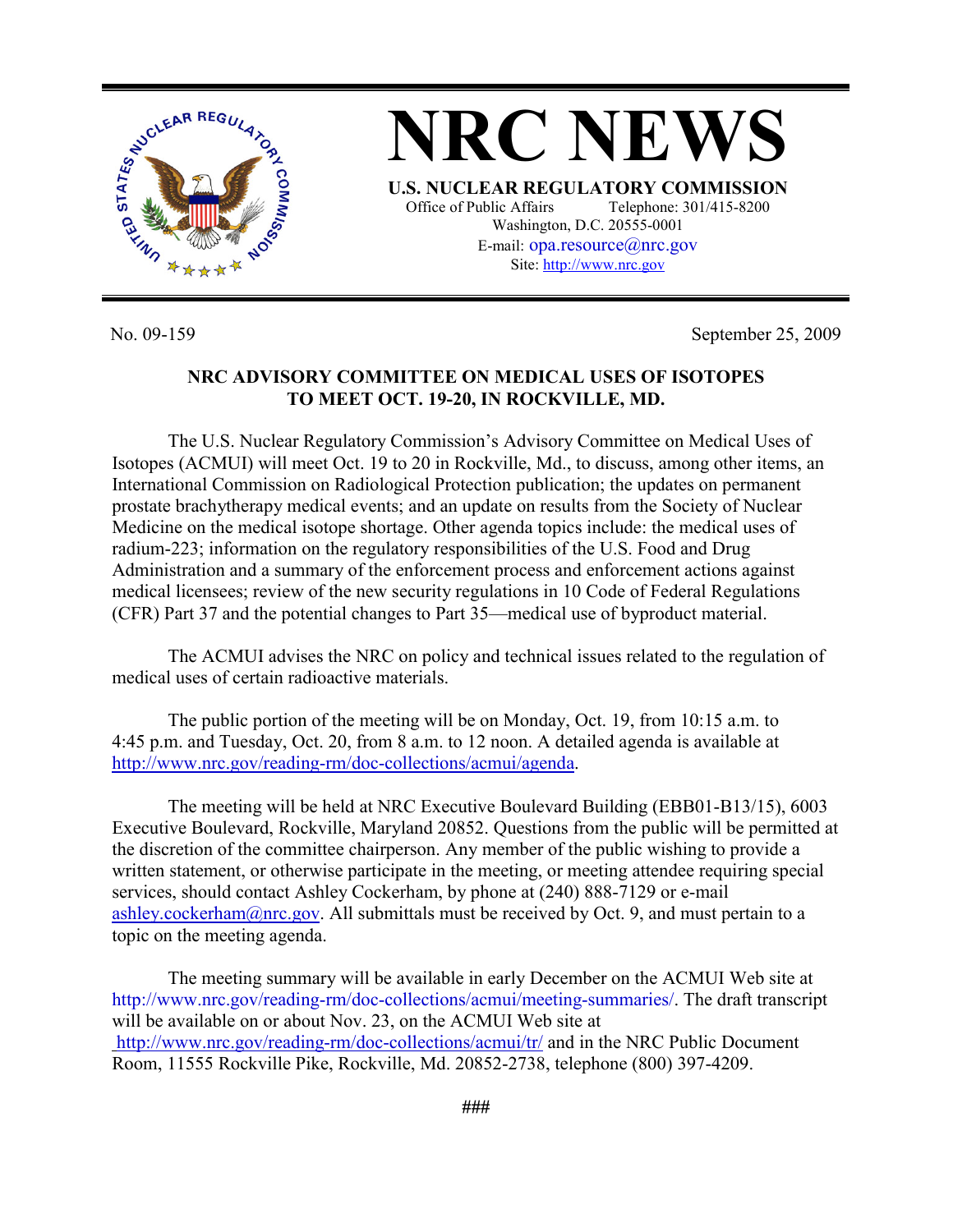# NRC NEWS

**U.S. NUCLEAR REGULATORY COMMISSION**

Office of Public Affairs Telephone: 301/415-8200
Washington, D.C. 20555-0001
E-mail: opa.resource@nrc.gov
Site: http://www.nrc.gov

No. 09-159 September 25, 2009

**NRC ADVISORY COMMITTEE ON MEDICAL USES OF ISOTOPES TO MEET OCT. 19-20, IN ROCKVILLE, MD.**

The U.S. Nuclear Regulatory Commission's Advisory Committee on Medical Uses of Isotopes (ACMUI) will meet Oct. 19 to 20 in Rockville, Md., to discuss, among other items, an International Commission on Radiological Protection publication; the updates on permanent prostate brachytherapy medical events; and an update on results from the Society of Nuclear Medicine on the medical isotope shortage. Other agenda topics include: the medical uses of radium-223; information on the regulatory responsibilities of the U.S. Food and Drug Administration and a summary of the enforcement process and enforcement actions against medical licensees; review of the new security regulations in 10 Code of Federal Regulations (CFR) Part 37 and the potential changes to Part 35—medical use of byproduct material.

The ACMUI advises the NRC on policy and technical issues related to the regulation of medical uses of certain radioactive materials.

The public portion of the meeting will be on Monday, Oct. 19, from 10:15 a.m. to 4:45 p.m. and Tuesday, Oct. 20, from 8 a.m. to 12 noon. A detailed agenda is available at http://www.nrc.gov/reading-rm/doc-collections/acmui/agenda.

The meeting will be held at NRC Executive Boulevard Building (EBB01-B13/15), 6003 Executive Boulevard, Rockville, Maryland 20852. Questions from the public will be permitted at the discretion of the committee chairperson. Any member of the public wishing to provide a written statement, or otherwise participate in the meeting, or meeting attendee requiring special services, should contact Ashley Cockerham, by phone at (240) 888-7129 or e-mail ashley.cockerham@nrc.gov. All submittals must be received by Oct. 9, and must pertain to a topic on the meeting agenda.

The meeting summary will be available in early December on the ACMUI Web site at http://www.nrc.gov/reading-rm/doc-collections/acmui/meeting-summaries/. The draft transcript will be available on or about Nov. 23, on the ACMUI Web site at http://www.nrc.gov/reading-rm/doc-collections/acmui/tr/ and in the NRC Public Document Room, 11555 Rockville Pike, Rockville, Md. 20852-2738, telephone (800) 397-4209.

###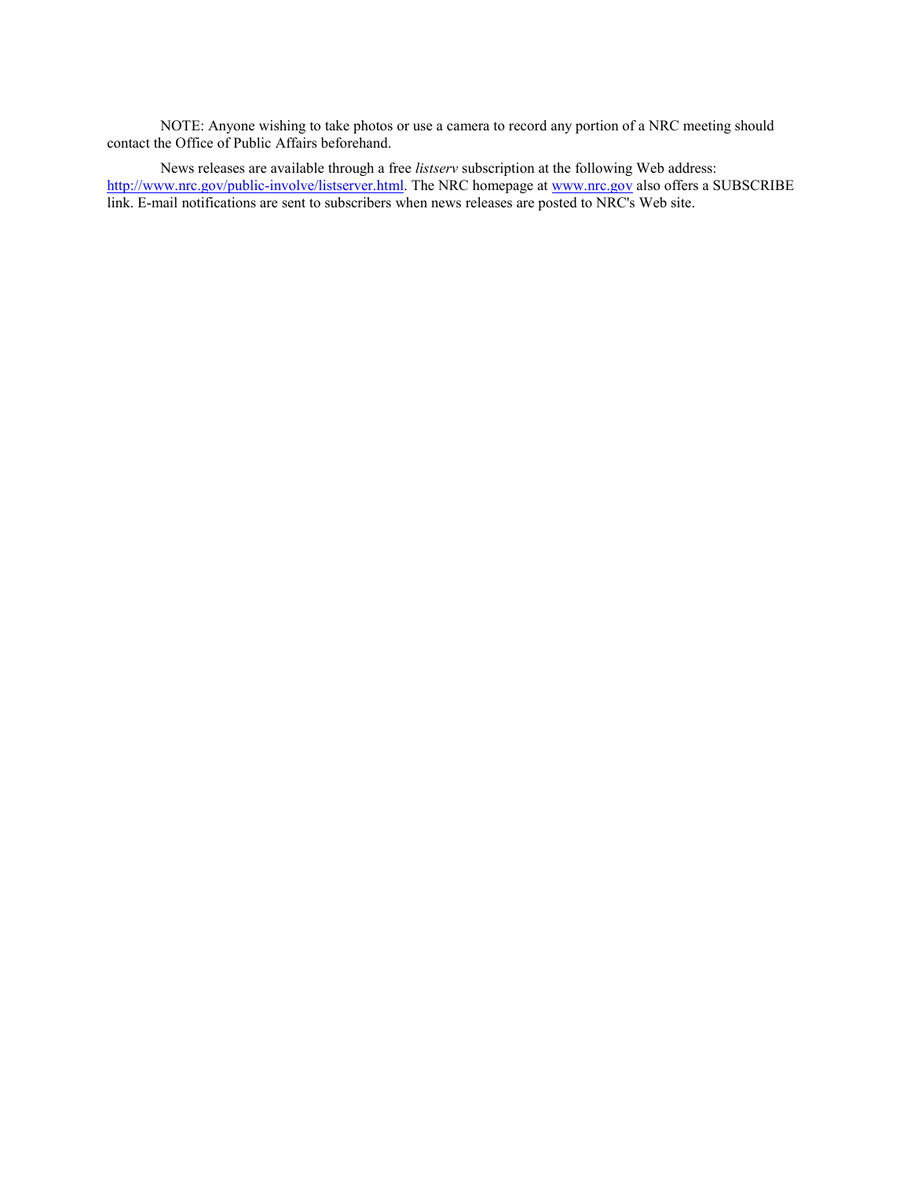NOTE: Anyone wishing to take photos or use a camera to record any portion of a NRC meeting should contact the Office of Public Affairs beforehand.

News releases are available through a free *listserv* subscription at the following Web address: http://www.nrc.gov/public-involve/listserver.html. The NRC homepage at www.nrc.gov also offers a SUBSCRIBE link. E-mail notifications are sent to subscribers when news releases are posted to NRC's Web site.